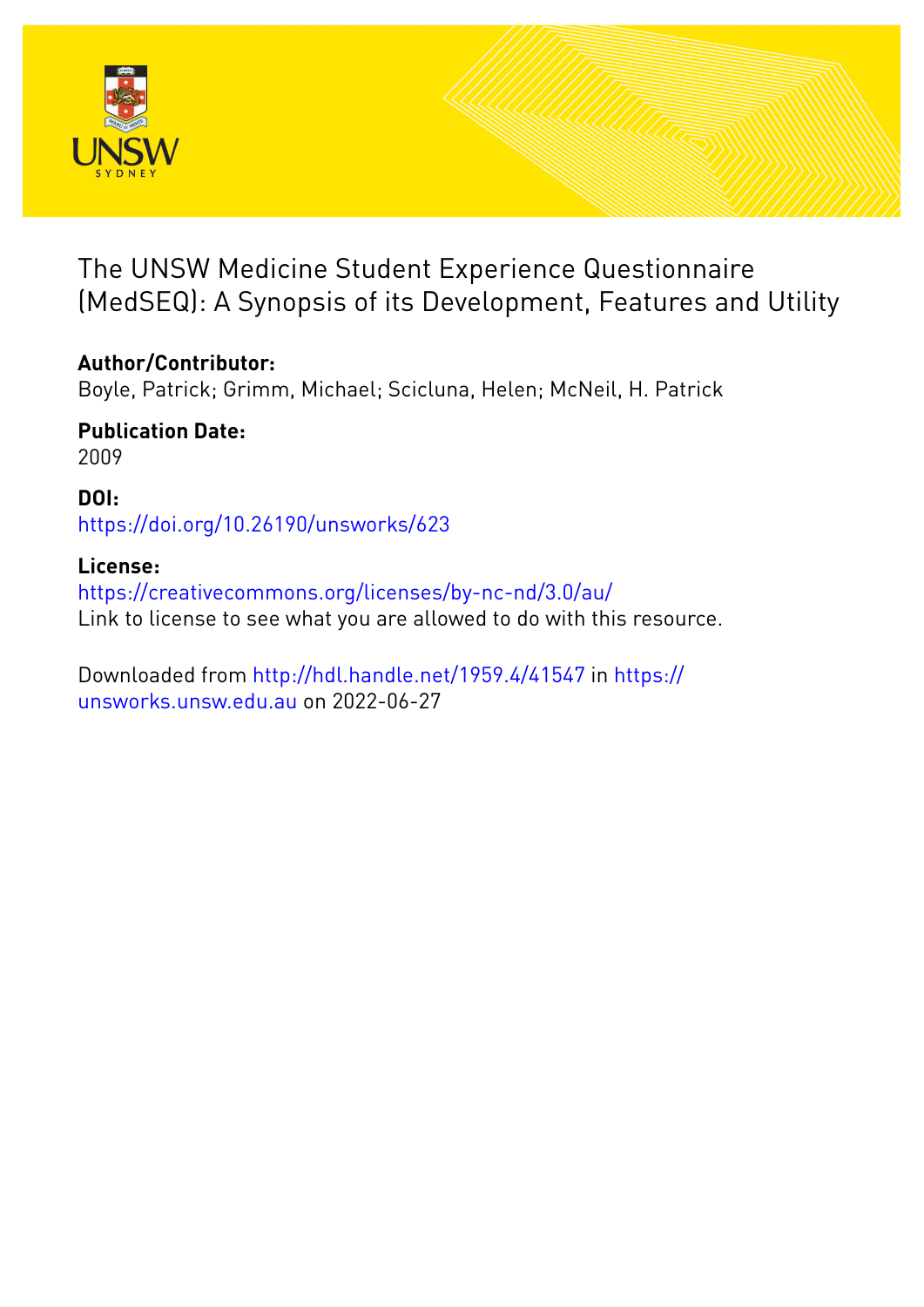# The UNSW Medicine Student Experience Questionnaire (MedSEQ): A Synopsis of its Development, Features and Utility

**Author/Contributor:**
Boyle, Patrick; Grimm, Michael; Scicluna, Helen; McNeil, H. Patrick

**Publication Date:**
2009

**DOI:**
https://doi.org/10.26190/unsworks/623

**License:**
https://creativecommons.org/licenses/by-nc-nd/3.0/au/
Link to license to see what you are allowed to do with this resource.

Downloaded from http://hdl.handle.net/1959.4/41547 in https://unsworks.unsw.edu.au on 2022-06-27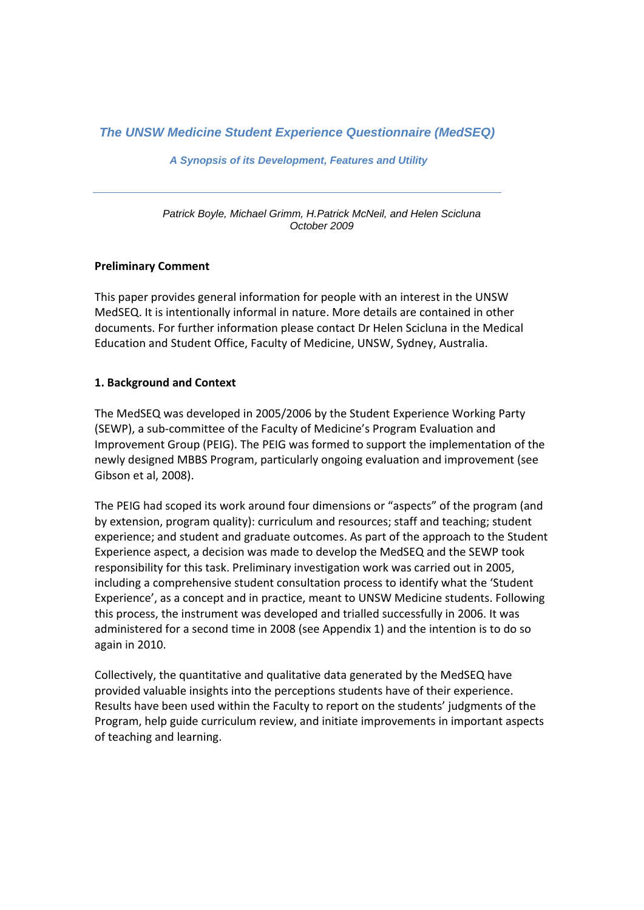# *The UNSW Medicine Student Experience Questionnaire (MedSEQ)*

### *A Synopsis of its Development, Features and Utility*

---

*Patrick Boyle, Michael Grimm, H.Patrick McNeil, and Helen Scicluna*
*October 2009*

**Preliminary Comment**

This paper provides general information for people with an interest in the UNSW MedSEQ. It is intentionally informal in nature. More details are contained in other documents. For further information please contact Dr Helen Scicluna in the Medical Education and Student Office, Faculty of Medicine, UNSW, Sydney, Australia.

**1. Background and Context**

The MedSEQ was developed in 2005/2006 by the Student Experience Working Party (SEWP), a sub-committee of the Faculty of Medicine's Program Evaluation and Improvement Group (PEIG). The PEIG was formed to support the implementation of the newly designed MBBS Program, particularly ongoing evaluation and improvement (see Gibson et al, 2008).

The PEIG had scoped its work around four dimensions or "aspects" of the program (and by extension, program quality): curriculum and resources; staff and teaching; student experience; and student and graduate outcomes. As part of the approach to the Student Experience aspect, a decision was made to develop the MedSEQ and the SEWP took responsibility for this task. Preliminary investigation work was carried out in 2005, including a comprehensive student consultation process to identify what the 'Student Experience', as a concept and in practice, meant to UNSW Medicine students. Following this process, the instrument was developed and trialled successfully in 2006. It was administered for a second time in 2008 (see Appendix 1) and the intention is to do so again in 2010.

Collectively, the quantitative and qualitative data generated by the MedSEQ have provided valuable insights into the perceptions students have of their experience. Results have been used within the Faculty to report on the students' judgments of the Program, help guide curriculum review, and initiate improvements in important aspects of teaching and learning.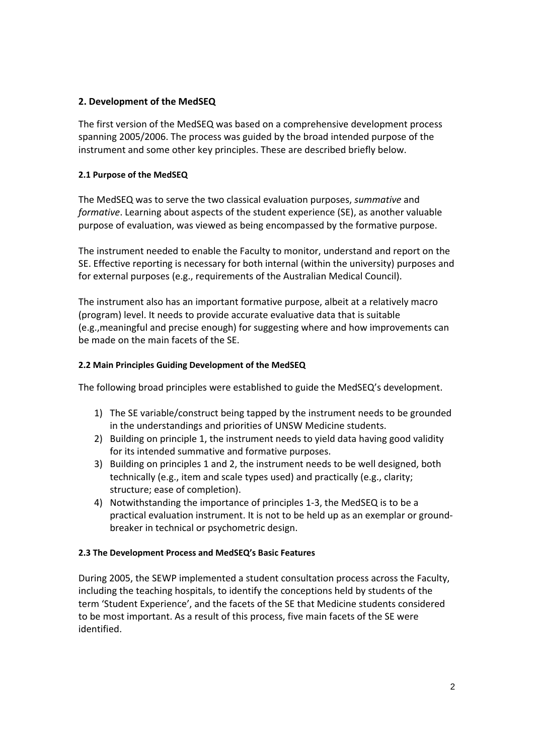## 2. Development of the MedSEQ

The first version of the MedSEQ was based on a comprehensive development process spanning 2005/2006. The process was guided by the broad intended purpose of the instrument and some other key principles. These are described briefly below.

### 2.1 Purpose of the MedSEQ

The MedSEQ was to serve the two classical evaluation purposes, *summative* and *formative*. Learning about aspects of the student experience (SE), as another valuable purpose of evaluation, was viewed as being encompassed by the formative purpose.

The instrument needed to enable the Faculty to monitor, understand and report on the SE. Effective reporting is necessary for both internal (within the university) purposes and for external purposes (e.g., requirements of the Australian Medical Council).

The instrument also has an important formative purpose, albeit at a relatively macro (program) level. It needs to provide accurate evaluative data that is suitable (e.g.,meaningful and precise enough) for suggesting where and how improvements can be made on the main facets of the SE.

### 2.2 Main Principles Guiding Development of the MedSEQ

The following broad principles were established to guide the MedSEQ's development.

1) The SE variable/construct being tapped by the instrument needs to be grounded in the understandings and priorities of UNSW Medicine students.
2) Building on principle 1, the instrument needs to yield data having good validity for its intended summative and formative purposes.
3) Building on principles 1 and 2, the instrument needs to be well designed, both technically (e.g., item and scale types used) and practically (e.g., clarity; structure; ease of completion).
4) Notwithstanding the importance of principles 1-3, the MedSEQ is to be a practical evaluation instrument. It is not to be held up as an exemplar or ground-breaker in technical or psychometric design.

### 2.3 The Development Process and MedSEQ's Basic Features

During 2005, the SEWP implemented a student consultation process across the Faculty, including the teaching hospitals, to identify the conceptions held by students of the term 'Student Experience', and the facets of the SE that Medicine students considered to be most important. As a result of this process, five main facets of the SE were identified.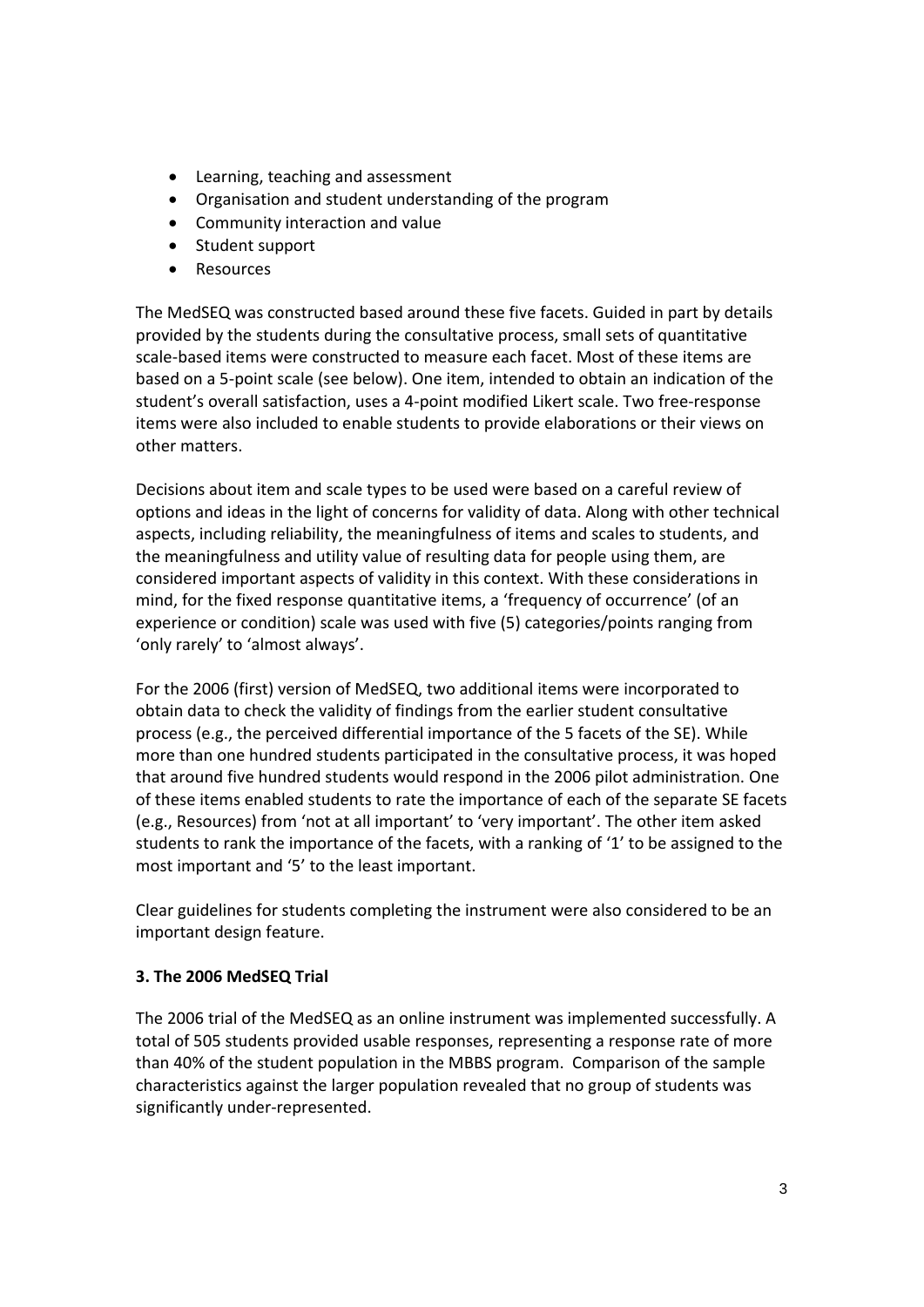- Learning, teaching and assessment
- Organisation and student understanding of the program
- Community interaction and value
- Student support
- Resources

The MedSEQ was constructed based around these five facets. Guided in part by details provided by the students during the consultative process, small sets of quantitative scale-based items were constructed to measure each facet. Most of these items are based on a 5-point scale (see below). One item, intended to obtain an indication of the student's overall satisfaction, uses a 4-point modified Likert scale. Two free-response items were also included to enable students to provide elaborations or their views on other matters.

Decisions about item and scale types to be used were based on a careful review of options and ideas in the light of concerns for validity of data. Along with other technical aspects, including reliability, the meaningfulness of items and scales to students, and the meaningfulness and utility value of resulting data for people using them, are considered important aspects of validity in this context. With these considerations in mind, for the fixed response quantitative items, a 'frequency of occurrence' (of an experience or condition) scale was used with five (5) categories/points ranging from 'only rarely' to 'almost always'.

For the 2006 (first) version of MedSEQ, two additional items were incorporated to obtain data to check the validity of findings from the earlier student consultative process (e.g., the perceived differential importance of the 5 facets of the SE). While more than one hundred students participated in the consultative process, it was hoped that around five hundred students would respond in the 2006 pilot administration. One of these items enabled students to rate the importance of each of the separate SE facets (e.g., Resources) from 'not at all important' to 'very important'. The other item asked students to rank the importance of the facets, with a ranking of '1' to be assigned to the most important and '5' to the least important.

Clear guidelines for students completing the instrument were also considered to be an important design feature.

### 3. The 2006 MedSEQ Trial

The 2006 trial of the MedSEQ as an online instrument was implemented successfully. A total of 505 students provided usable responses, representing a response rate of more than 40% of the student population in the MBBS program. Comparison of the sample characteristics against the larger population revealed that no group of students was significantly under-represented.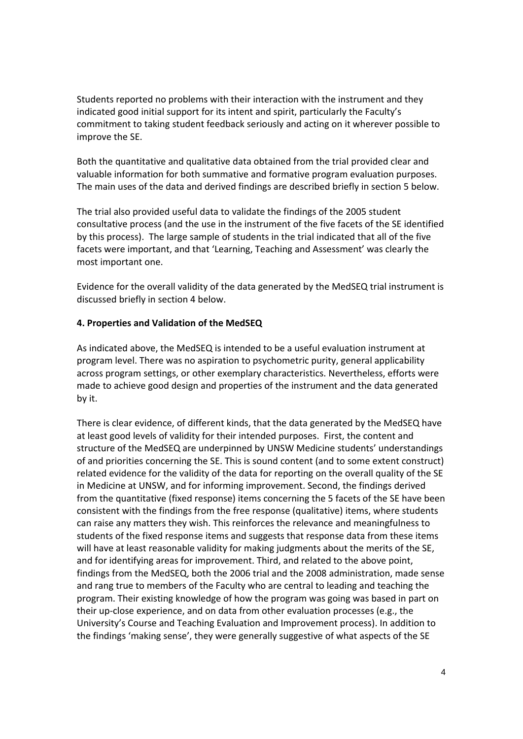Students reported no problems with their interaction with the instrument and they indicated good initial support for its intent and spirit, particularly the Faculty's commitment to taking student feedback seriously and acting on it wherever possible to improve the SE.

Both the quantitative and qualitative data obtained from the trial provided clear and valuable information for both summative and formative program evaluation purposes. The main uses of the data and derived findings are described briefly in section 5 below.

The trial also provided useful data to validate the findings of the 2005 student consultative process (and the use in the instrument of the five facets of the SE identified by this process). The large sample of students in the trial indicated that all of the five facets were important, and that 'Learning, Teaching and Assessment' was clearly the most important one.

Evidence for the overall validity of the data generated by the MedSEQ trial instrument is discussed briefly in section 4 below.

**4. Properties and Validation of the MedSEQ**

As indicated above, the MedSEQ is intended to be a useful evaluation instrument at program level. There was no aspiration to psychometric purity, general applicability across program settings, or other exemplary characteristics. Nevertheless, efforts were made to achieve good design and properties of the instrument and the data generated by it.

There is clear evidence, of different kinds, that the data generated by the MedSEQ have at least good levels of validity for their intended purposes. First, the content and structure of the MedSEQ are underpinned by UNSW Medicine students' understandings of and priorities concerning the SE. This is sound content (and to some extent construct) related evidence for the validity of the data for reporting on the overall quality of the SE in Medicine at UNSW, and for informing improvement. Second, the findings derived from the quantitative (fixed response) items concerning the 5 facets of the SE have been consistent with the findings from the free response (qualitative) items, where students can raise any matters they wish. This reinforces the relevance and meaningfulness to students of the fixed response items and suggests that response data from these items will have at least reasonable validity for making judgments about the merits of the SE, and for identifying areas for improvement. Third, and related to the above point, findings from the MedSEQ, both the 2006 trial and the 2008 administration, made sense and rang true to members of the Faculty who are central to leading and teaching the program. Their existing knowledge of how the program was going was based in part on their up-close experience, and on data from other evaluation processes (e.g., the University's Course and Teaching Evaluation and Improvement process). In addition to the findings 'making sense', they were generally suggestive of what aspects of the SE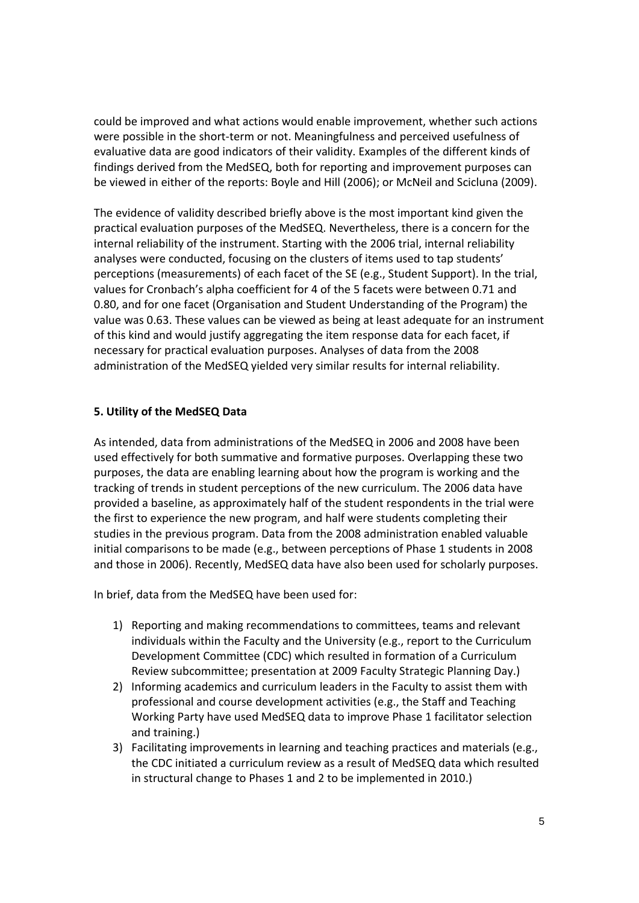could be improved and what actions would enable improvement, whether such actions were possible in the short-term or not. Meaningfulness and perceived usefulness of evaluative data are good indicators of their validity. Examples of the different kinds of findings derived from the MedSEQ, both for reporting and improvement purposes can be viewed in either of the reports: Boyle and Hill (2006); or McNeil and Scicluna (2009).

The evidence of validity described briefly above is the most important kind given the practical evaluation purposes of the MedSEQ. Nevertheless, there is a concern for the internal reliability of the instrument. Starting with the 2006 trial, internal reliability analyses were conducted, focusing on the clusters of items used to tap students' perceptions (measurements) of each facet of the SE (e.g., Student Support). In the trial, values for Cronbach's alpha coefficient for 4 of the 5 facets were between 0.71 and 0.80, and for one facet (Organisation and Student Understanding of the Program) the value was 0.63. These values can be viewed as being at least adequate for an instrument of this kind and would justify aggregating the item response data for each facet, if necessary for practical evaluation purposes. Analyses of data from the 2008 administration of the MedSEQ yielded very similar results for internal reliability.

### 5. Utility of the MedSEQ Data

As intended, data from administrations of the MedSEQ in 2006 and 2008 have been used effectively for both summative and formative purposes. Overlapping these two purposes, the data are enabling learning about how the program is working and the tracking of trends in student perceptions of the new curriculum. The 2006 data have provided a baseline, as approximately half of the student respondents in the trial were the first to experience the new program, and half were students completing their studies in the previous program. Data from the 2008 administration enabled valuable initial comparisons to be made (e.g., between perceptions of Phase 1 students in 2008 and those in 2006). Recently, MedSEQ data have also been used for scholarly purposes.

In brief, data from the MedSEQ have been used for:

1) Reporting and making recommendations to committees, teams and relevant individuals within the Faculty and the University (e.g., report to the Curriculum Development Committee (CDC) which resulted in formation of a Curriculum Review subcommittee; presentation at 2009 Faculty Strategic Planning Day.)
2) Informing academics and curriculum leaders in the Faculty to assist them with professional and course development activities (e.g., the Staff and Teaching Working Party have used MedSEQ data to improve Phase 1 facilitator selection and training.)
3) Facilitating improvements in learning and teaching practices and materials (e.g., the CDC initiated a curriculum review as a result of MedSEQ data which resulted in structural change to Phases 1 and 2 to be implemented in 2010.)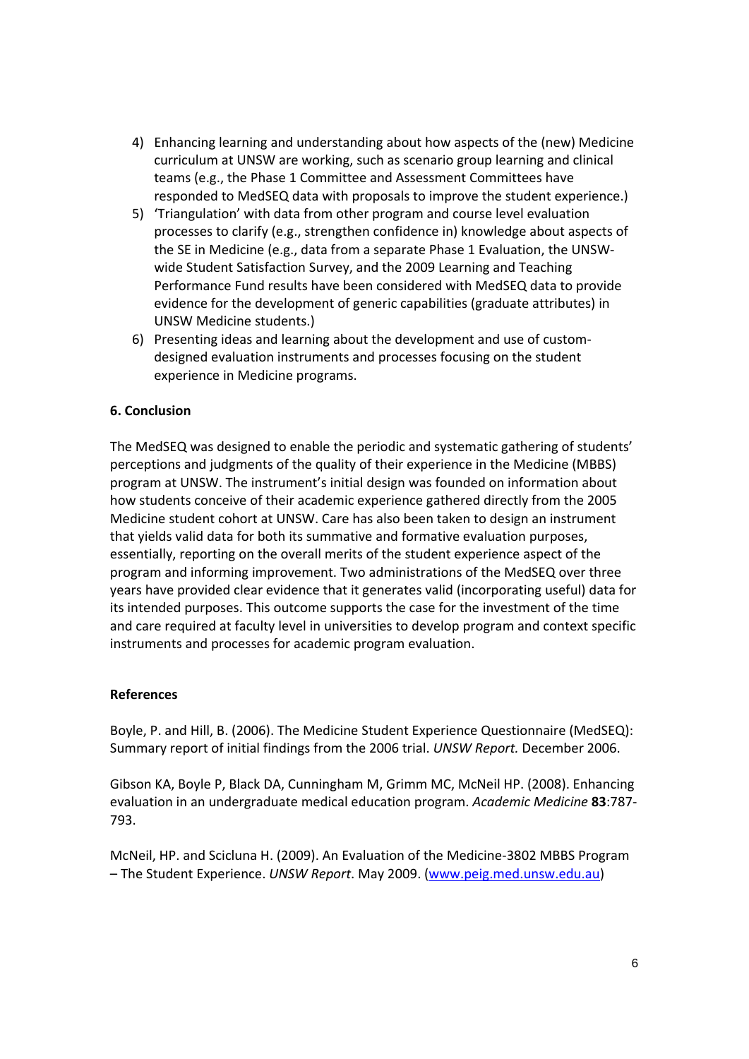4) Enhancing learning and understanding about how aspects of the (new) Medicine curriculum at UNSW are working, such as scenario group learning and clinical teams (e.g., the Phase 1 Committee and Assessment Committees have responded to MedSEQ data with proposals to improve the student experience.)
5) 'Triangulation' with data from other program and course level evaluation processes to clarify (e.g., strengthen confidence in) knowledge about aspects of the SE in Medicine (e.g., data from a separate Phase 1 Evaluation, the UNSW-wide Student Satisfaction Survey, and the 2009 Learning and Teaching Performance Fund results have been considered with MedSEQ data to provide evidence for the development of generic capabilities (graduate attributes) in UNSW Medicine students.)
6) Presenting ideas and learning about the development and use of custom-designed evaluation instruments and processes focusing on the student experience in Medicine programs.

**6. Conclusion**

The MedSEQ was designed to enable the periodic and systematic gathering of students' perceptions and judgments of the quality of their experience in the Medicine (MBBS) program at UNSW. The instrument's initial design was founded on information about how students conceive of their academic experience gathered directly from the 2005 Medicine student cohort at UNSW. Care has also been taken to design an instrument that yields valid data for both its summative and formative evaluation purposes, essentially, reporting on the overall merits of the student experience aspect of the program and informing improvement. Two administrations of the MedSEQ over three years have provided clear evidence that it generates valid (incorporating useful) data for its intended purposes. This outcome supports the case for the investment of the time and care required at faculty level in universities to develop program and context specific instruments and processes for academic program evaluation.

**References**

Boyle, P. and Hill, B. (2006). The Medicine Student Experience Questionnaire (MedSEQ): Summary report of initial findings from the 2006 trial. *UNSW Report.* December 2006.

Gibson KA, Boyle P, Black DA, Cunningham M, Grimm MC, McNeil HP. (2008). Enhancing evaluation in an undergraduate medical education program. *Academic Medicine* **83**:787-793.

McNeil, HP. and Scicluna H. (2009). An Evaluation of the Medicine-3802 MBBS Program – The Student Experience. *UNSW Report*. May 2009. (www.peig.med.unsw.edu.au)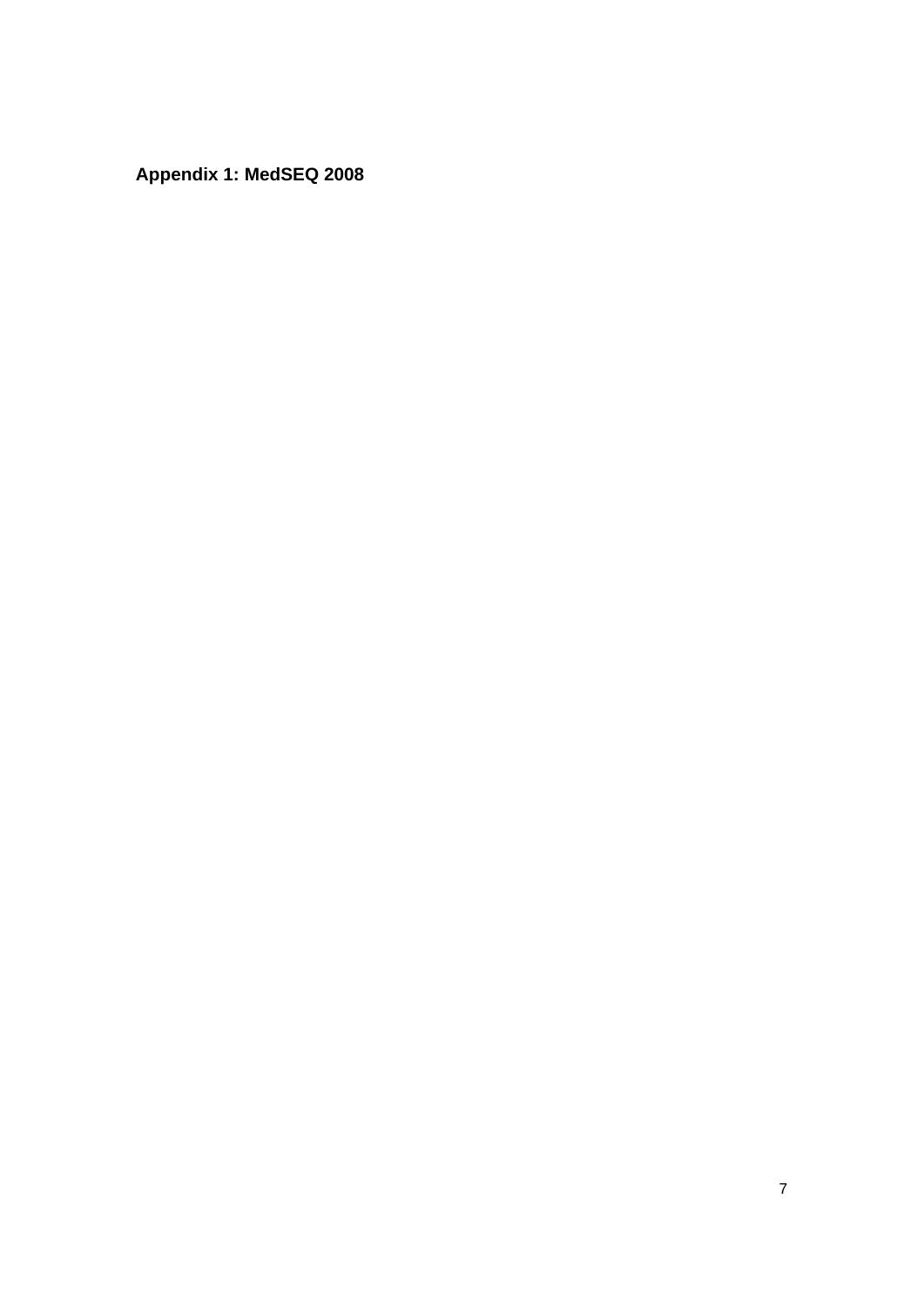**Appendix 1: MedSEQ 2008**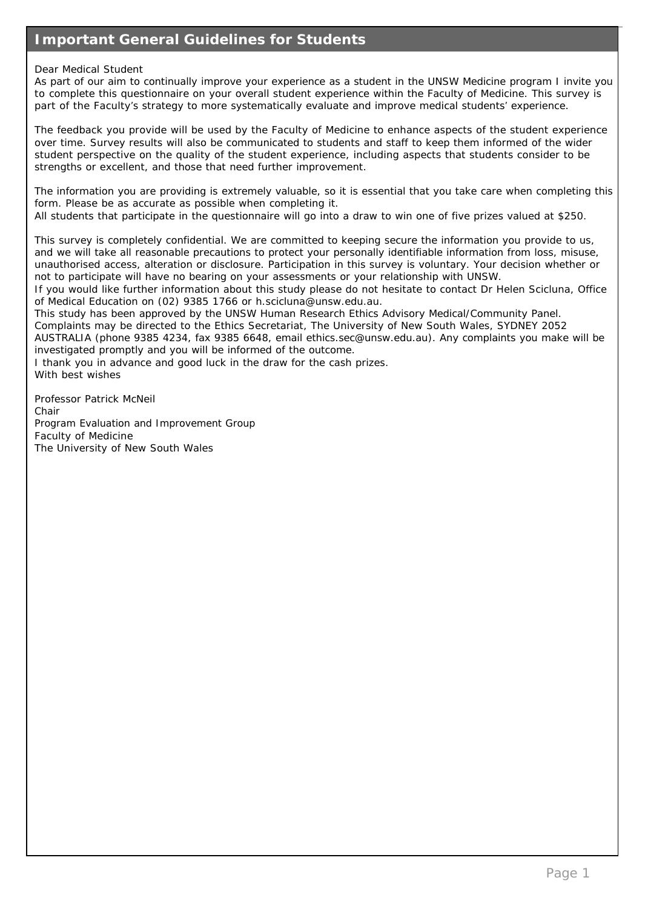## Important General Guidelines for Students

Dear Medical Student
As part of our aim to continually improve your experience as a student in the UNSW Medicine program I invite you to complete this questionnaire on your overall student experience within the Faculty of Medicine. This survey is part of the Faculty's strategy to more systematically evaluate and improve medical students' experience.

The feedback you provide will be used by the Faculty of Medicine to enhance aspects of the student experience over time. Survey results will also be communicated to students and staff to keep them informed of the wider student perspective on the quality of the student experience, including aspects that students consider to be strengths or excellent, and those that need further improvement.

The information you are providing is extremely valuable, so it is essential that you take care when completing this form. Please be as accurate as possible when completing it.
All students that participate in the questionnaire will go into a draw to win one of five prizes valued at $250.

This survey is completely confidential. We are committed to keeping secure the information you provide to us, and we will take all reasonable precautions to protect your personally identifiable information from loss, misuse, unauthorised access, alteration or disclosure. Participation in this survey is voluntary. Your decision whether or not to participate will have no bearing on your assessments or your relationship with UNSW.
If you would like further information about this study please do not hesitate to contact Dr Helen Scicluna, Office of Medical Education on (02) 9385 1766 or h.scicluna@unsw.edu.au.
This study has been approved by the UNSW Human Research Ethics Advisory Medical/Community Panel.
Complaints may be directed to the Ethics Secretariat, The University of New South Wales, SYDNEY 2052 AUSTRALIA (phone 9385 4234, fax 9385 6648, email ethics.sec@unsw.edu.au). Any complaints you make will be investigated promptly and you will be informed of the outcome.
I thank you in advance and good luck in the draw for the cash prizes.
With best wishes

Professor Patrick McNeil
Chair
Program Evaluation and Improvement Group
Faculty of Medicine
The University of New South Wales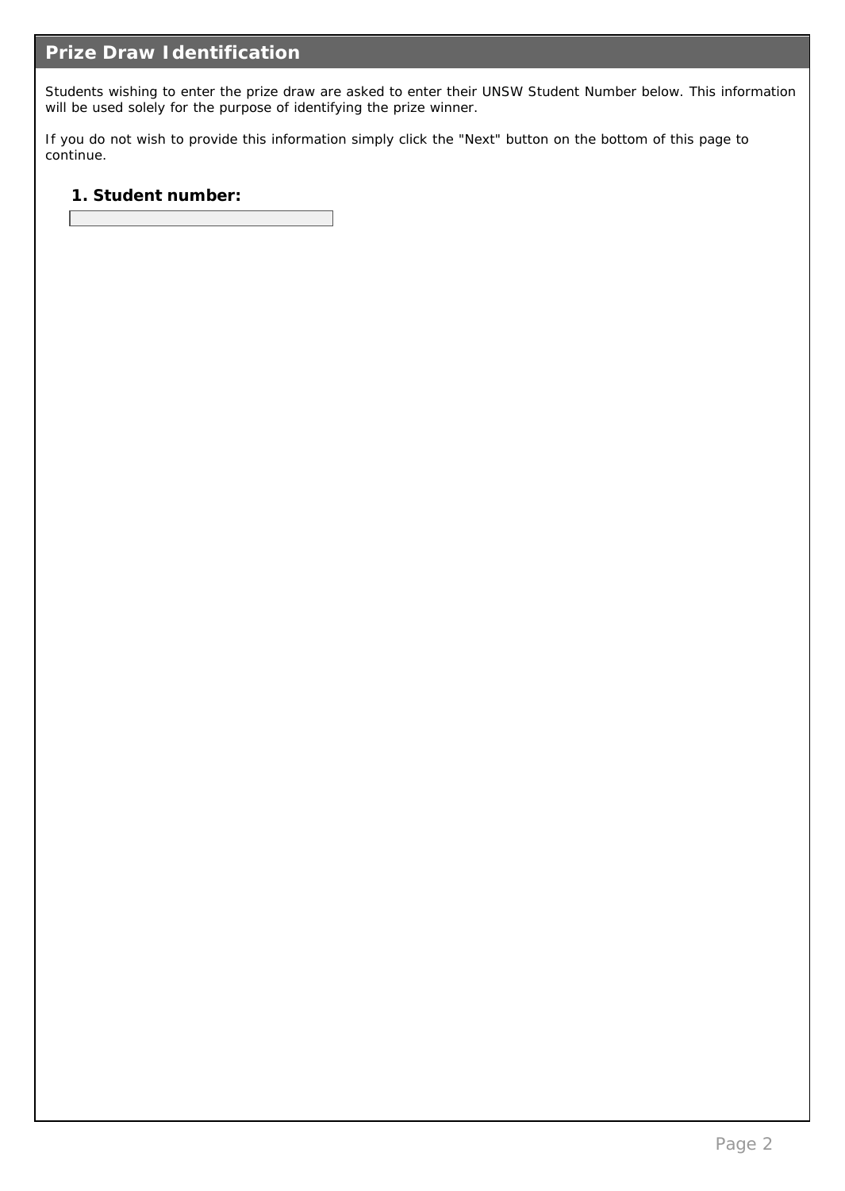## Prize Draw Identification

Students wishing to enter the prize draw are asked to enter their UNSW Student Number below. This information will be used solely for the purpose of identifying the prize winner.

If you do not wish to provide this information simply click the "Next" button on the bottom of this page to continue.

**1. Student number:**

____________________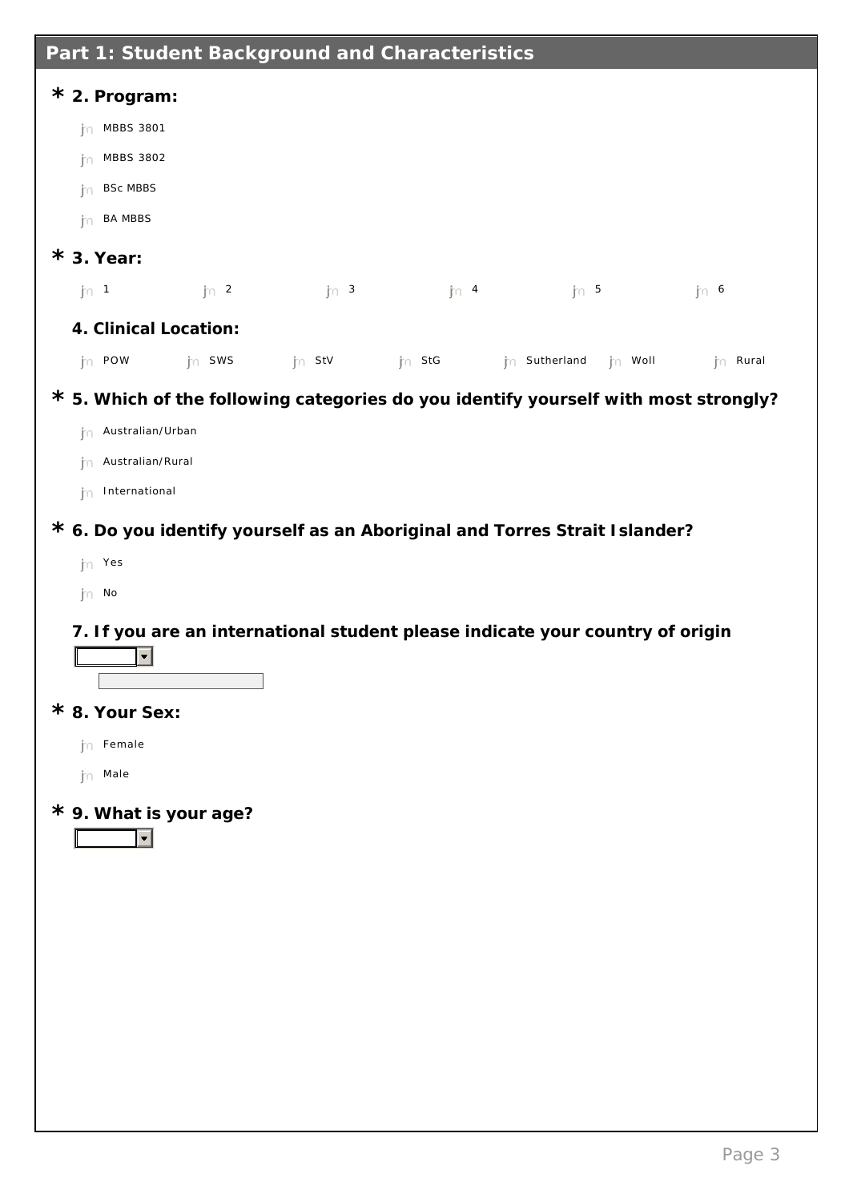## Part 1: Student Background and Characteristics

**\* 2. Program:**

- MBBS 3801
- MBBS 3802
- BSc MBBS
- BA MBBS

**\* 3. Year:**

- 1
- 2
- 3
- 4
- 5
- 6

**4. Clinical Location:**

- POW
- SWS
- StV
- StG
- Sutherland
- Woll
- Rural

**\* 5. Which of the following categories do you identify yourself with most strongly?**

- Australian/Urban
- Australian/Rural
- International

**\* 6. Do you identify yourself as an Aboriginal and Torres Strait Islander?**

- Yes
- No

**7. If you are an international student please indicate your country of origin**

**\* 8. Your Sex:**

- Female
- Male

**\* 9. What is your age?**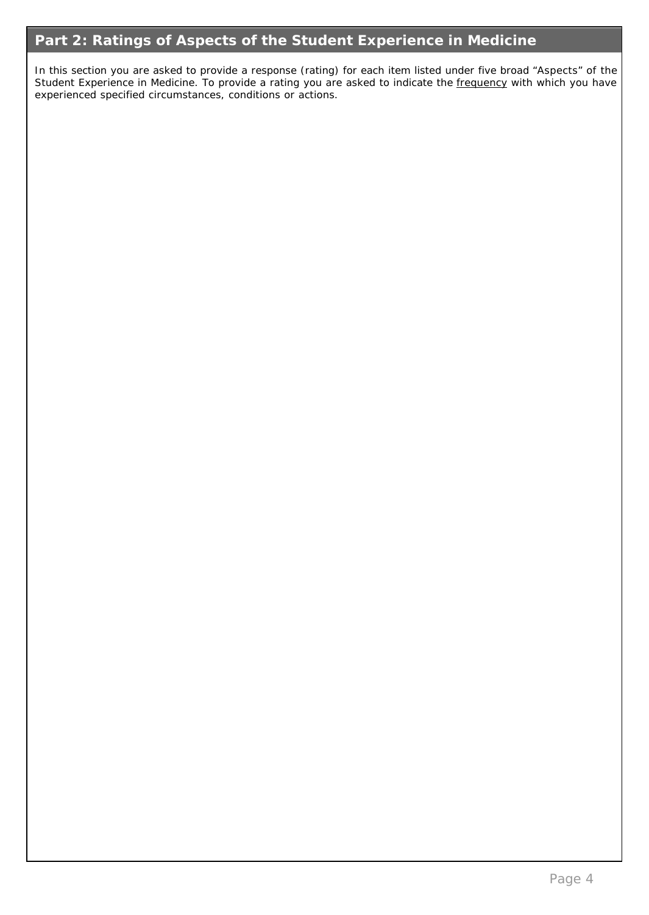## Part 2: Ratings of Aspects of the Student Experience in Medicine

In this section you are asked to provide a response (rating) for each item listed under five broad "Aspects" of the Student Experience in Medicine. To provide a rating you are asked to indicate the frequency with which you have experienced specified circumstances, conditions or actions.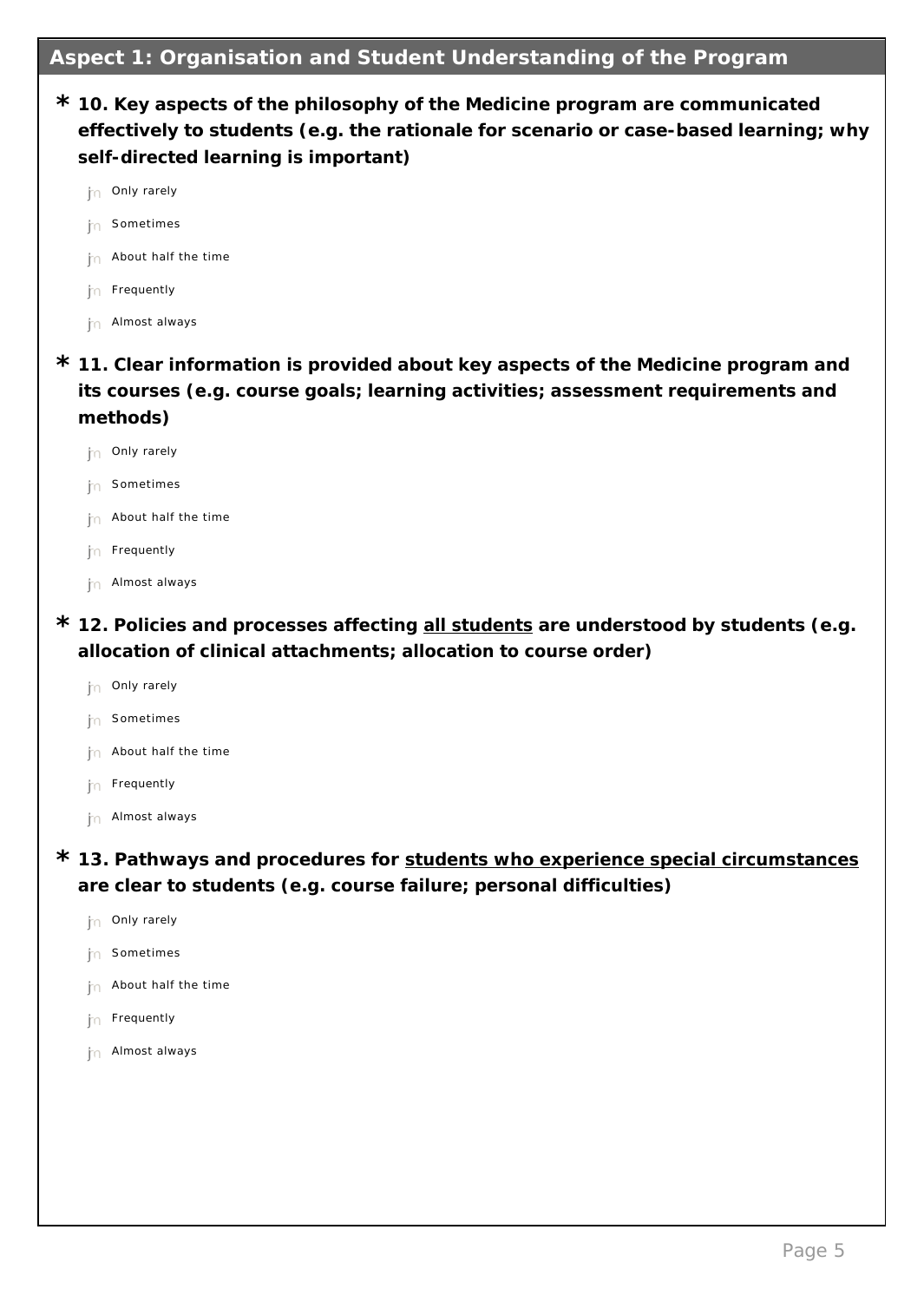## Aspect 1: Organisation and Student Understanding of the Program

**\* 10. Key aspects of the philosophy of the Medicine program are communicated effectively to students (e.g. the rationale for scenario or case-based learning; why self-directed learning is important)**

- Only rarely
- Sometimes
- About half the time
- Frequently
- Almost always

**\* 11. Clear information is provided about key aspects of the Medicine program and its courses (e.g. course goals; learning activities; assessment requirements and methods)**

- Only rarely
- Sometimes
- About half the time
- Frequently
- Almost always

**\* 12. Policies and processes affecting <u>all students</u> are understood by students (e.g. allocation of clinical attachments; allocation to course order)**

- Only rarely
- Sometimes
- About half the time
- Frequently
- Almost always

**\* 13. Pathways and procedures for <u>students who experience special circumstances</u> are clear to students (e.g. course failure; personal difficulties)**

- Only rarely
- Sometimes
- About half the time
- Frequently
- Almost always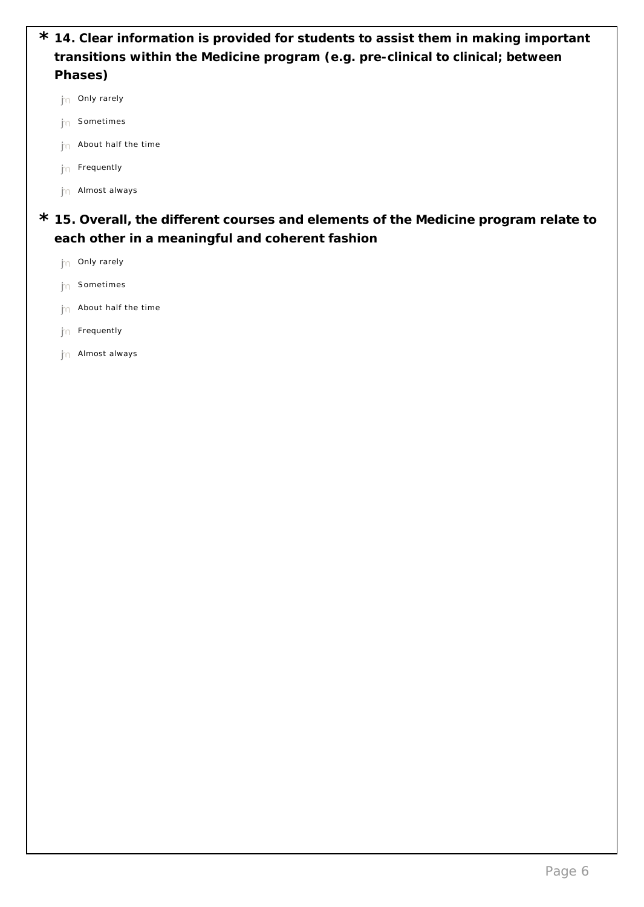**\* 14. Clear information is provided for students to assist them in making important transitions within the Medicine program (e.g. pre-clinical to clinical; between Phases)**

- Only rarely
- Sometimes
- About half the time
- Frequently
- Almost always

**\* 15. Overall, the different courses and elements of the Medicine program relate to each other in a meaningful and coherent fashion**

- Only rarely
- Sometimes
- About half the time
- Frequently
- Almost always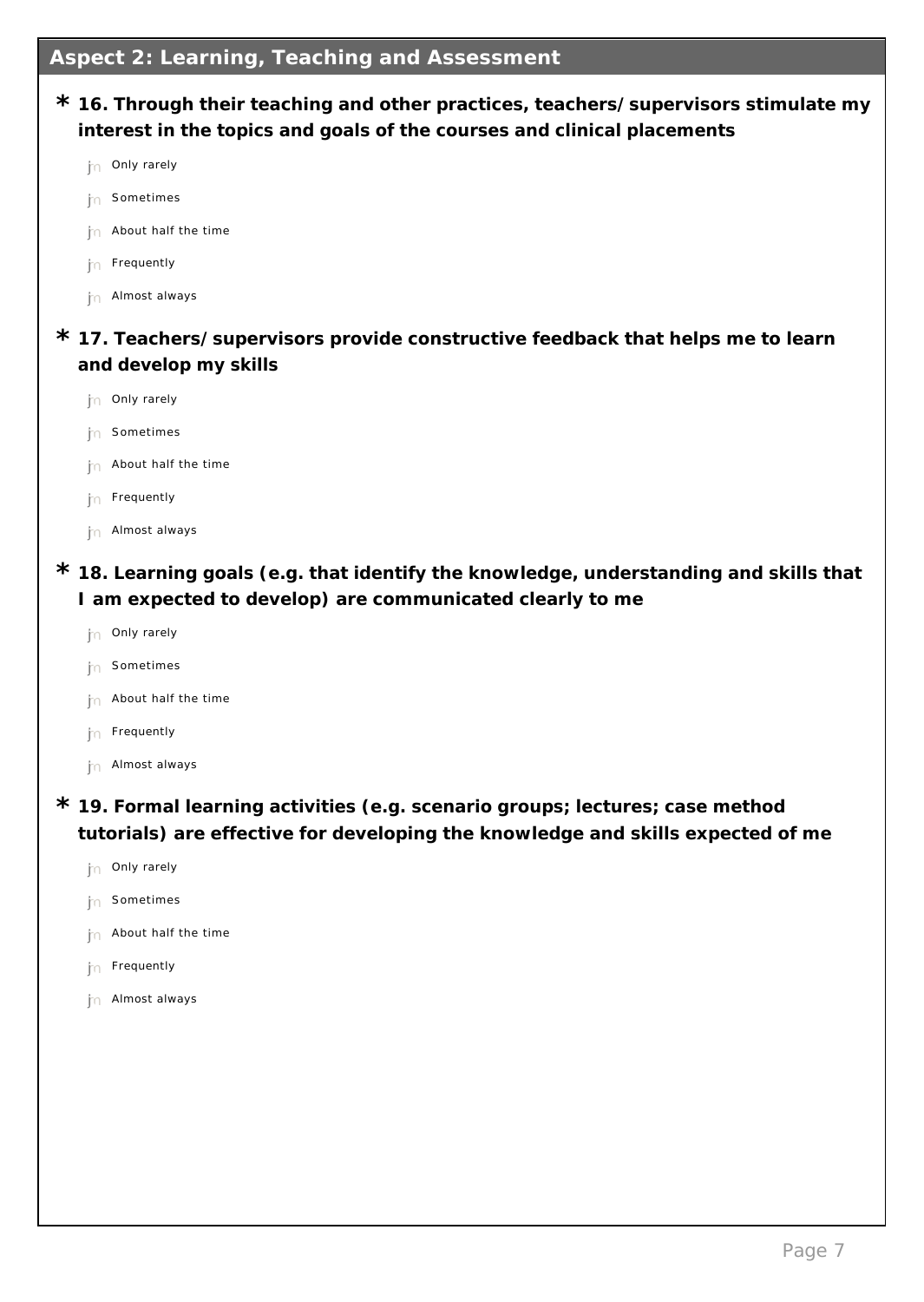## Aspect 2: Learning, Teaching and Assessment

**\* 16. Through their teaching and other practices, teachers/ supervisors stimulate my interest in the topics and goals of the courses and clinical placements**

- Only rarely
- Sometimes
- About half the time
- Frequently
- Almost always

**\* 17. Teachers/ supervisors provide constructive feedback that helps me to learn and develop my skills**

- Only rarely
- Sometimes
- About half the time
- Frequently
- Almost always

**\* 18. Learning goals (e.g. that identify the knowledge, understanding and skills that I am expected to develop) are communicated clearly to me**

- Only rarely
- Sometimes
- About half the time
- Frequently
- Almost always

**\* 19. Formal learning activities (e.g. scenario groups; lectures; case method tutorials) are effective for developing the knowledge and skills expected of me**

- Only rarely
- Sometimes
- About half the time
- Frequently
- Almost always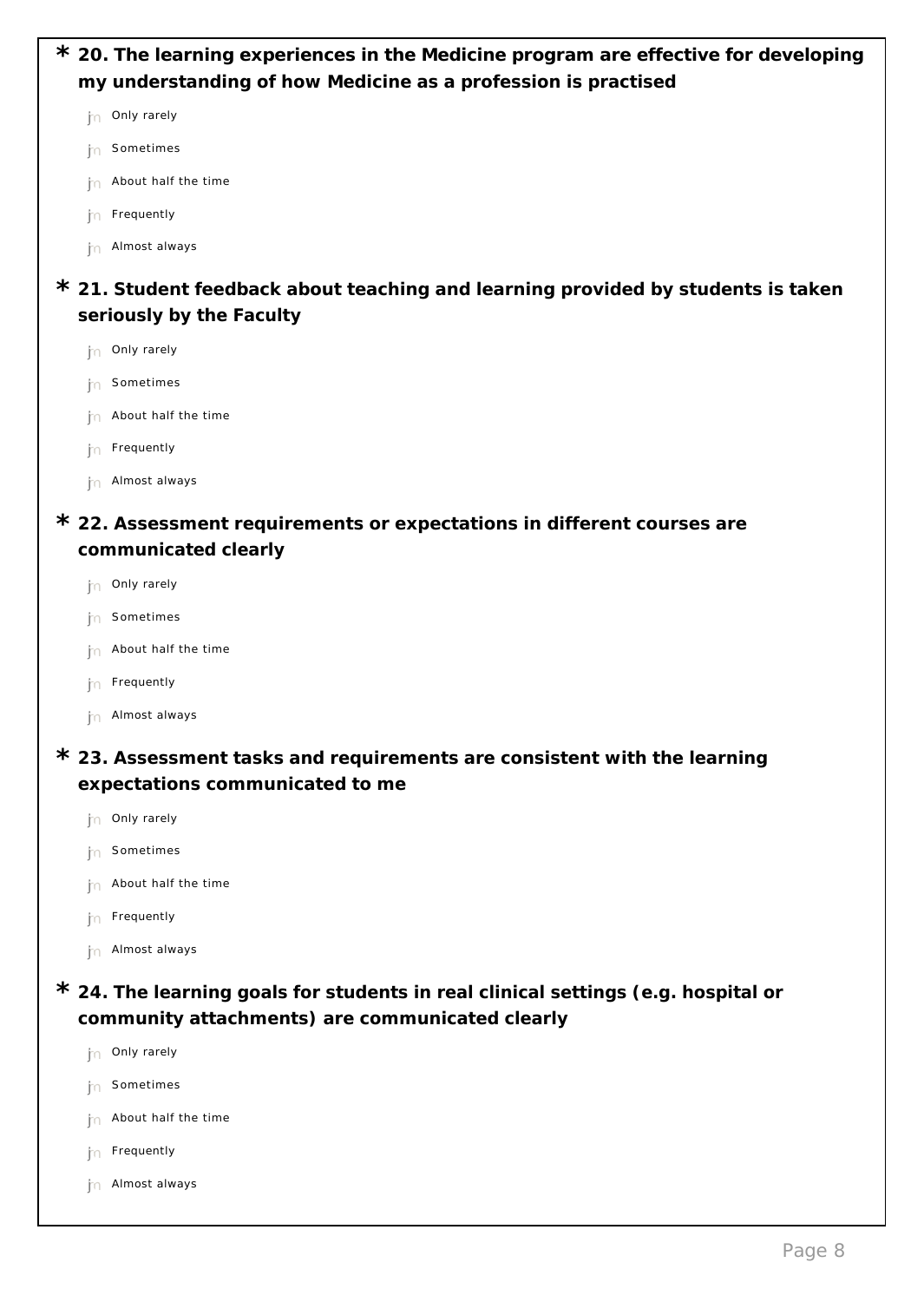**\* 20. The learning experiences in the Medicine program are effective for developing my understanding of how Medicine as a profession is practised**

- Only rarely
- Sometimes
- About half the time
- Frequently
- Almost always

**\* 21. Student feedback about teaching and learning provided by students is taken seriously by the Faculty**

- Only rarely
- Sometimes
- About half the time
- Frequently
- Almost always

**\* 22. Assessment requirements or expectations in different courses are communicated clearly**

- Only rarely
- Sometimes
- About half the time
- Frequently
- Almost always

**\* 23. Assessment tasks and requirements are consistent with the learning expectations communicated to me**

- Only rarely
- Sometimes
- About half the time
- Frequently
- Almost always

**\* 24. The learning goals for students in real clinical settings (e.g. hospital or community attachments) are communicated clearly**

- Only rarely
- Sometimes
- About half the time
- Frequently
- Almost always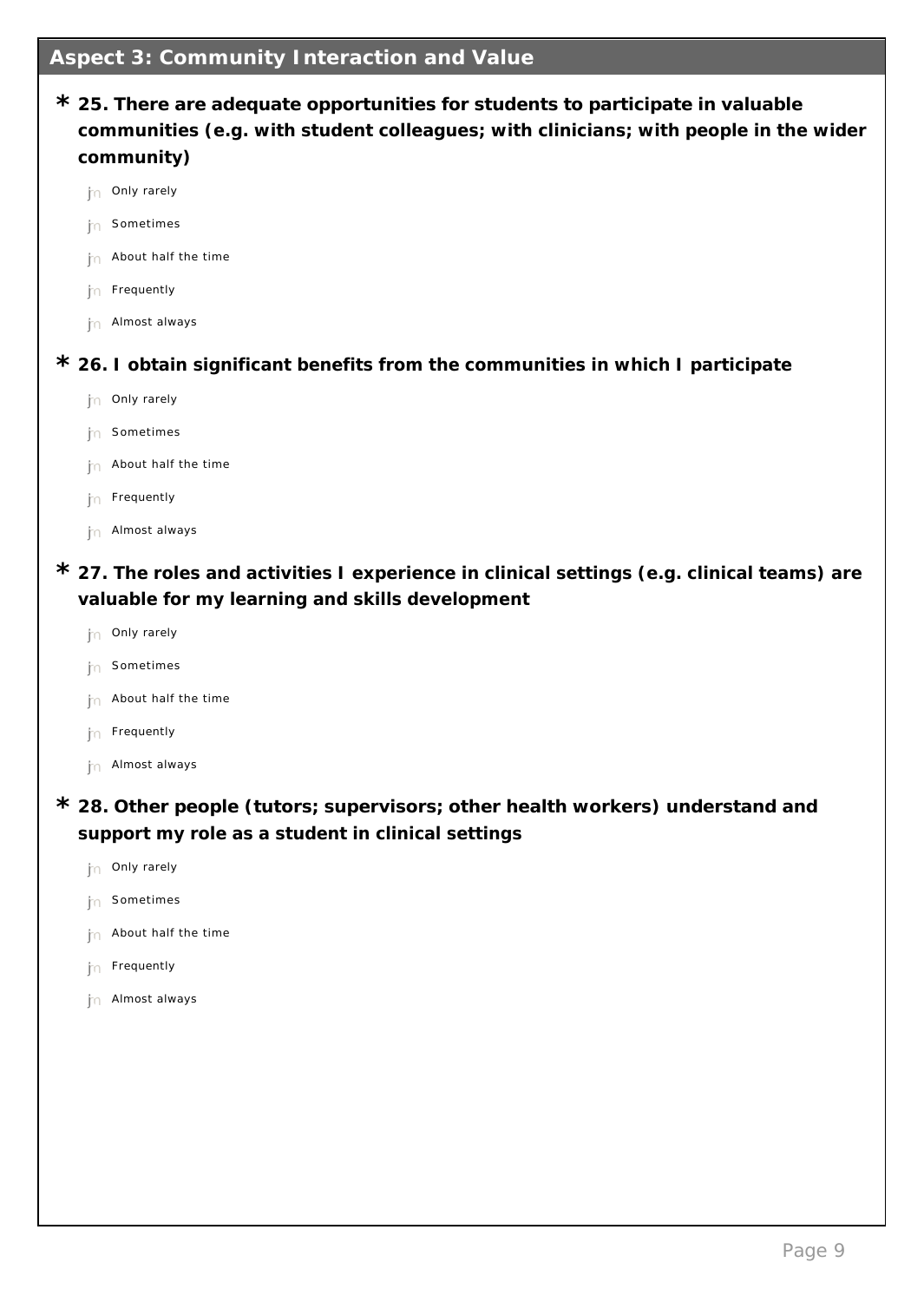## Aspect 3: Community Interaction and Value

**\* 25. There are adequate opportunities for students to participate in valuable communities (e.g. with student colleagues; with clinicians; with people in the wider community)**

- Only rarely
- Sometimes
- About half the time
- Frequently
- Almost always

**\* 26. I obtain significant benefits from the communities in which I participate**

- Only rarely
- Sometimes
- About half the time
- Frequently
- Almost always

**\* 27. The roles and activities I experience in clinical settings (e.g. clinical teams) are valuable for my learning and skills development**

- Only rarely
- Sometimes
- About half the time
- Frequently
- Almost always

**\* 28. Other people (tutors; supervisors; other health workers) understand and support my role as a student in clinical settings**

- Only rarely
- Sometimes
- About half the time
- Frequently
- Almost always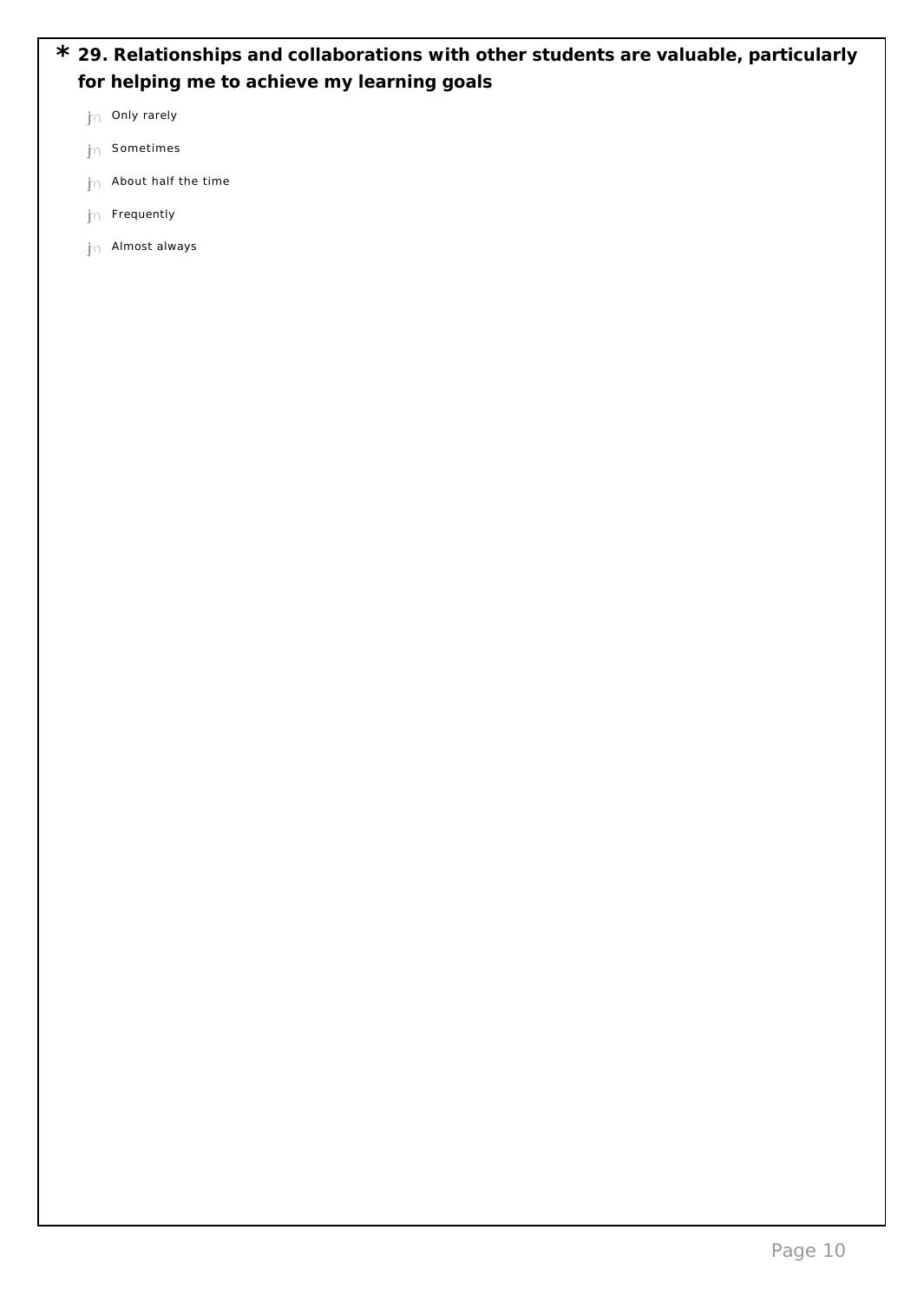**\* 29. Relationships and collaborations with other students are valuable, particularly for helping me to achieve my learning goals**

- Only rarely
- Sometimes
- About half the time
- Frequently
- Almost always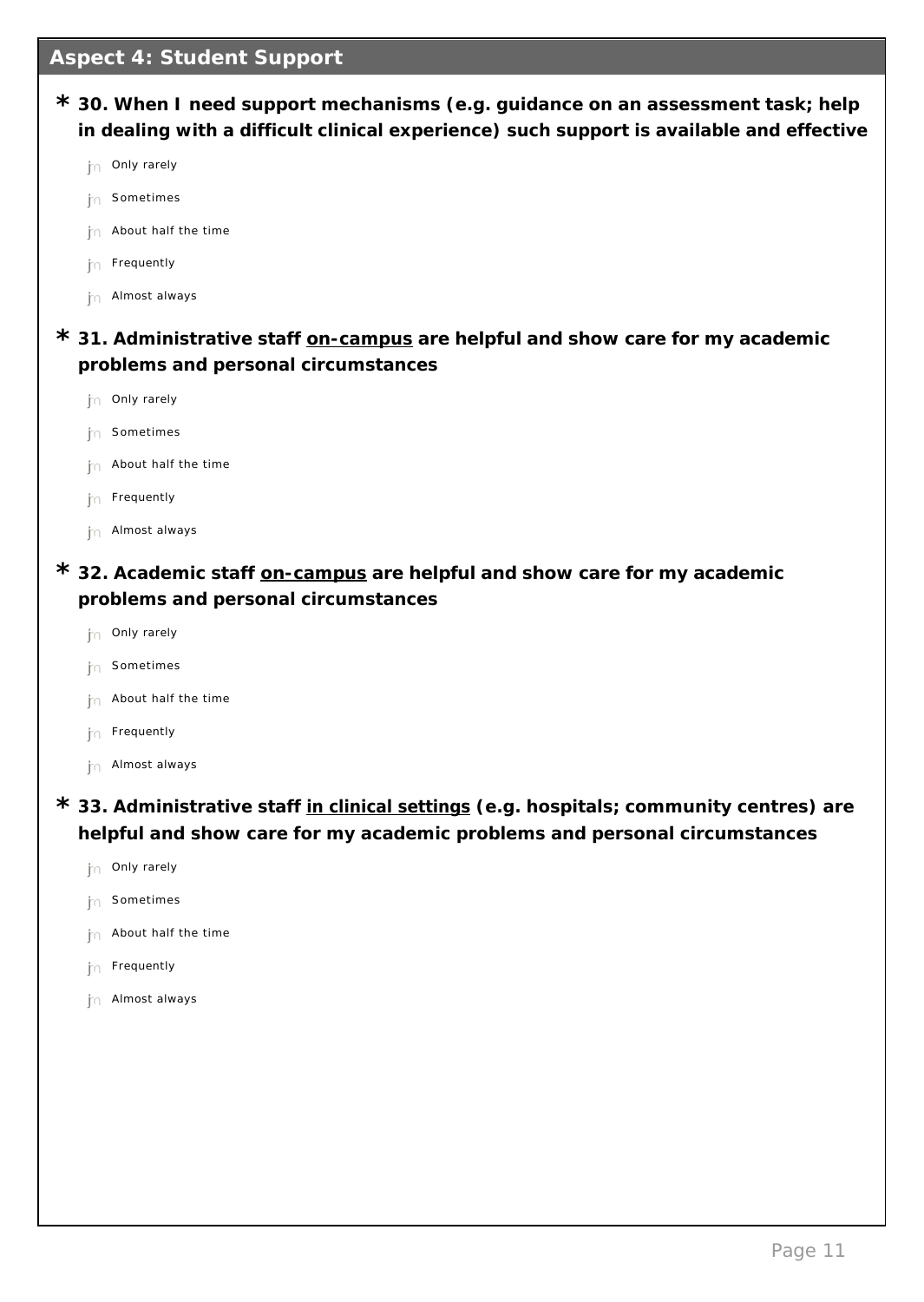## Aspect 4: Student Support

**\* 30. When I need support mechanisms (e.g. guidance on an assessment task; help in dealing with a difficult clinical experience) such support is available and effective**

- Only rarely
- Sometimes
- About half the time
- Frequently
- Almost always

**\* 31. Administrative staff <u>on-campus</u> are helpful and show care for my academic problems and personal circumstances**

- Only rarely
- Sometimes
- About half the time
- Frequently
- Almost always

**\* 32. Academic staff <u>on-campus</u> are helpful and show care for my academic problems and personal circumstances**

- Only rarely
- Sometimes
- About half the time
- Frequently
- Almost always

**\* 33. Administrative staff <u>in clinical settings</u> (e.g. hospitals; community centres) are helpful and show care for my academic problems and personal circumstances**

- Only rarely
- Sometimes
- About half the time
- Frequently
- Almost always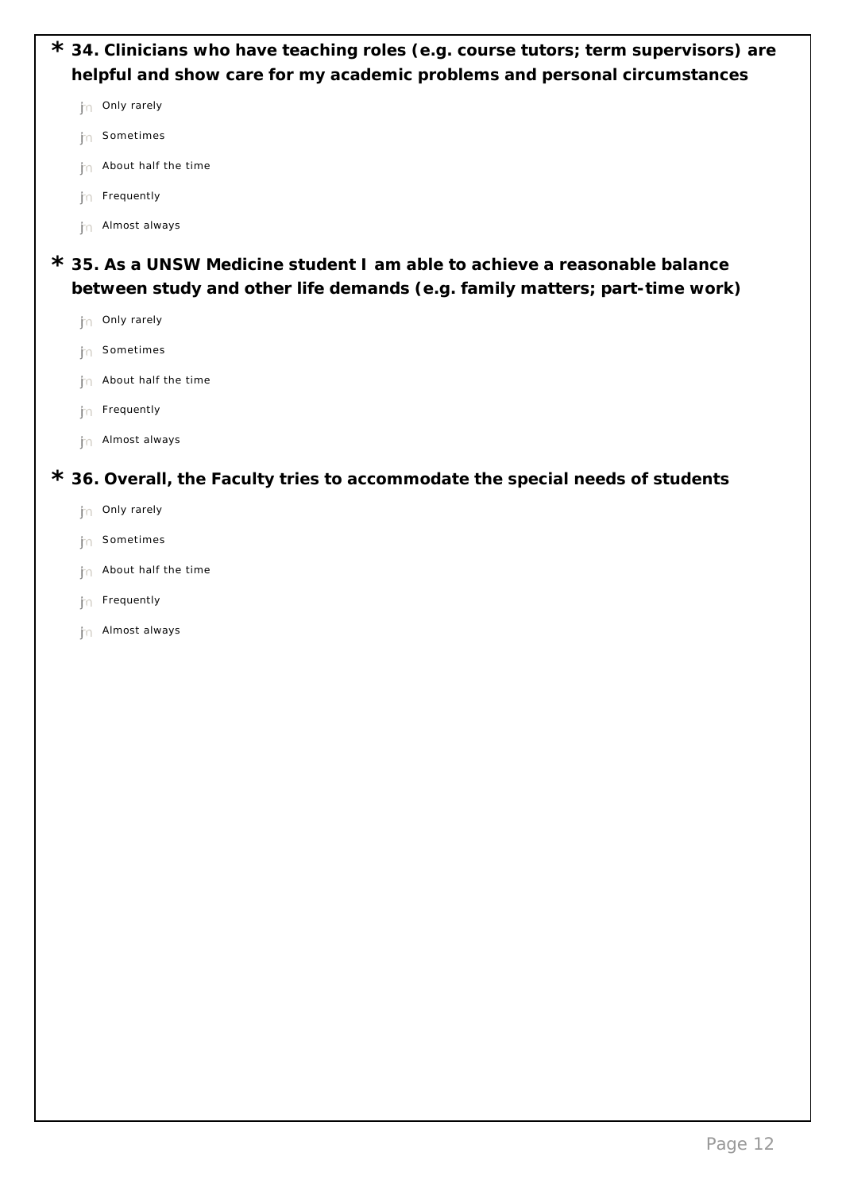**\* 34. Clinicians who have teaching roles (e.g. course tutors; term supervisors) are helpful and show care for my academic problems and personal circumstances**

- Only rarely
- Sometimes
- About half the time
- Frequently
- Almost always

**\* 35. As a UNSW Medicine student I am able to achieve a reasonable balance between study and other life demands (e.g. family matters; part-time work)**

- Only rarely
- Sometimes
- About half the time
- Frequently
- Almost always

**\* 36. Overall, the Faculty tries to accommodate the special needs of students**

- Only rarely
- Sometimes
- About half the time
- Frequently
- Almost always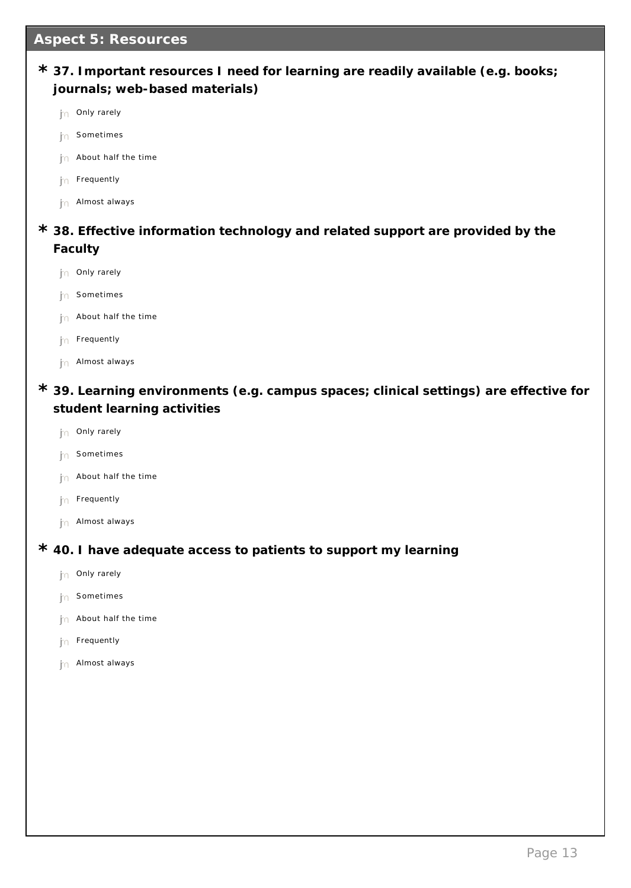## Aspect 5: Resources

**\* 37. Important resources I need for learning are readily available (e.g. books; journals; web-based materials)**

- Only rarely
- Sometimes
- About half the time
- Frequently
- Almost always

**\* 38. Effective information technology and related support are provided by the Faculty**

- Only rarely
- Sometimes
- About half the time
- Frequently
- Almost always

**\* 39. Learning environments (e.g. campus spaces; clinical settings) are effective for student learning activities**

- Only rarely
- Sometimes
- About half the time
- Frequently
- Almost always

**\* 40. I have adequate access to patients to support my learning**

- Only rarely
- Sometimes
- About half the time
- Frequently
- Almost always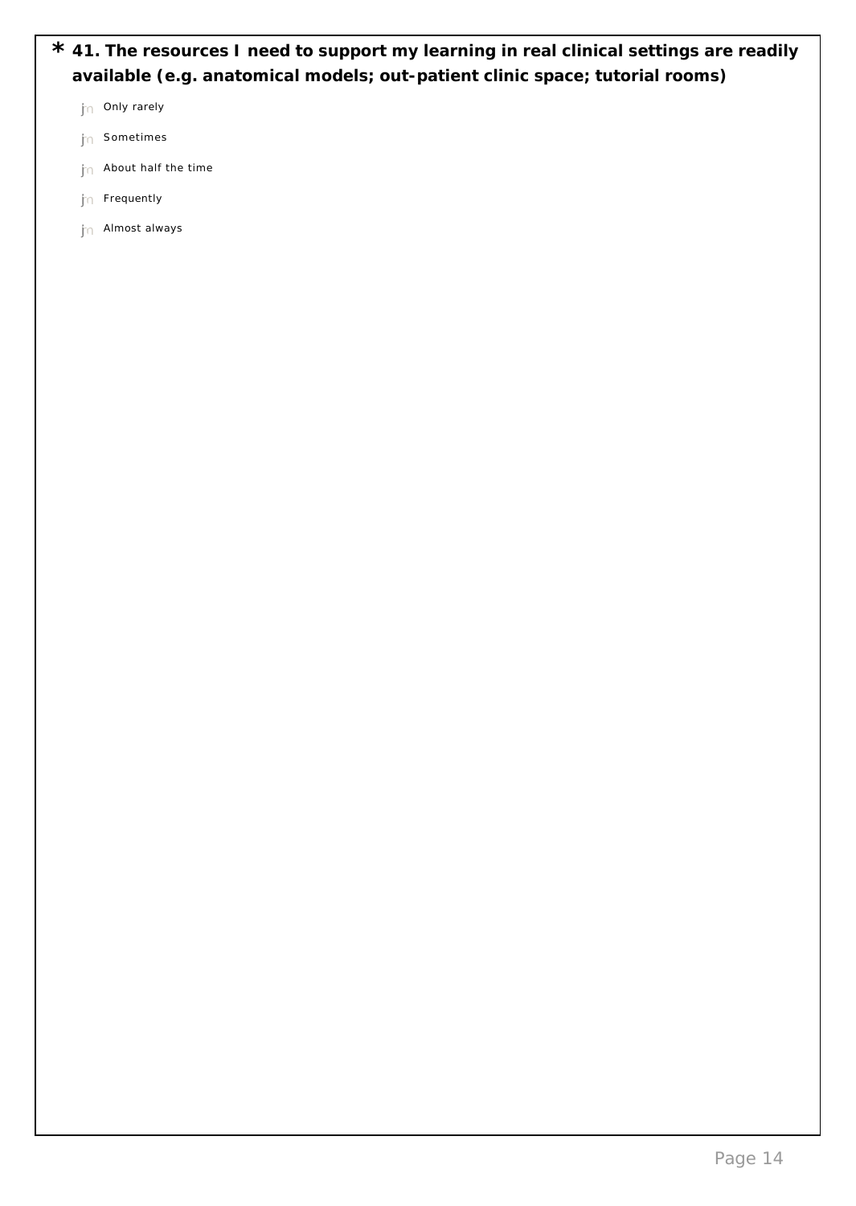**\* 41. The resources I need to support my learning in real clinical settings are readily available (e.g. anatomical models; out-patient clinic space; tutorial rooms)**

- Only rarely
- Sometimes
- About half the time
- Frequently
- Almost always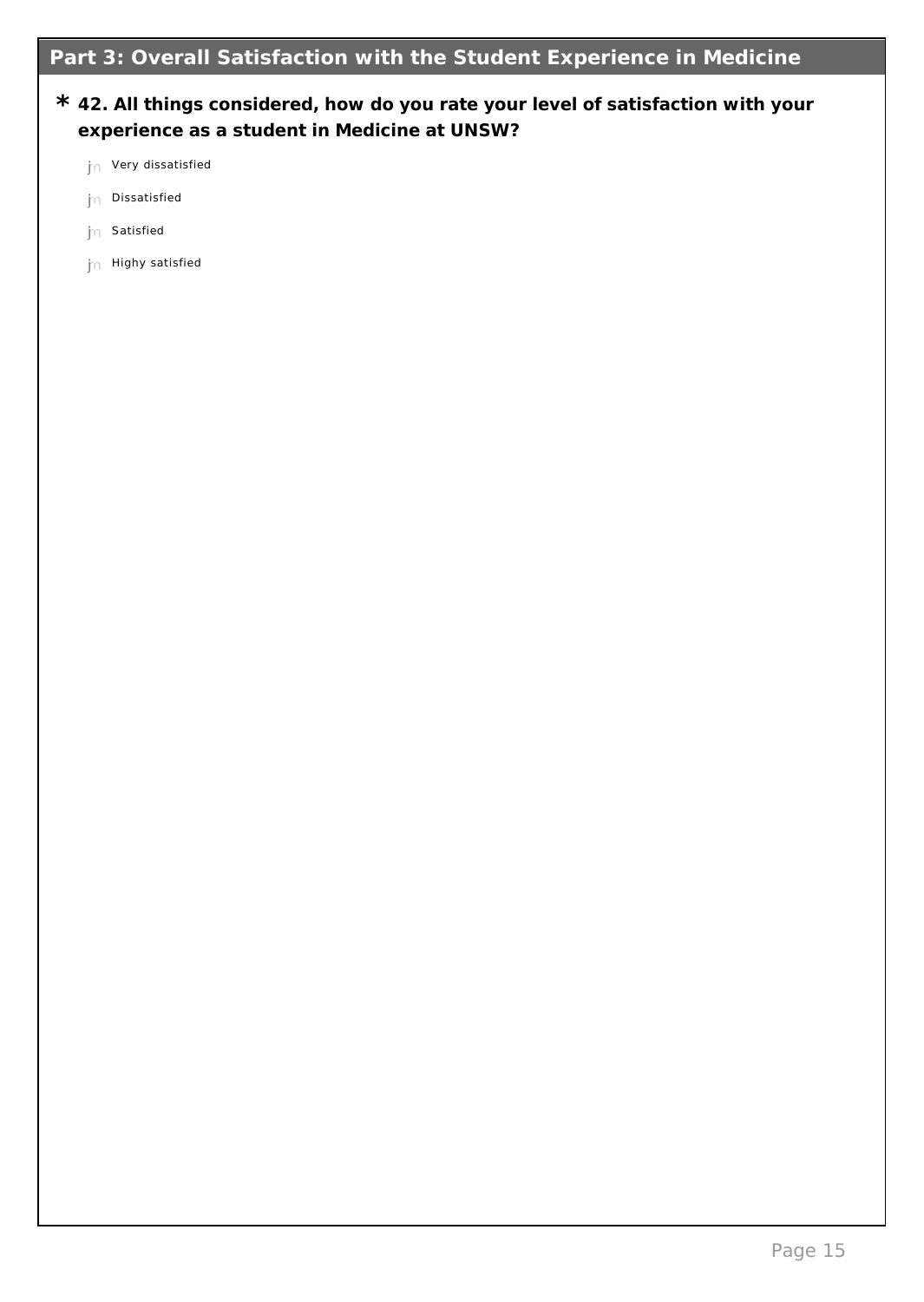## Part 3: Overall Satisfaction with the Student Experience in Medicine

**\* 42. All things considered, how do you rate your level of satisfaction with your experience as a student in Medicine at UNSW?**

- Very dissatisfied
- Dissatisfied
- Satisfied
- Highy satisfied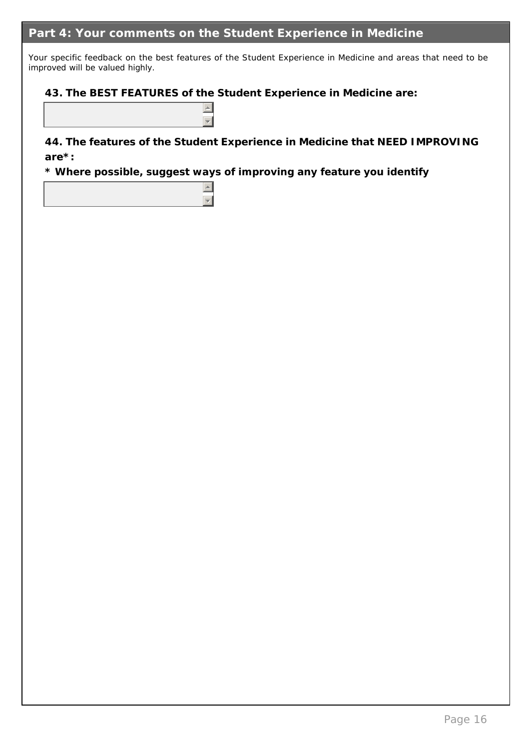## Part 4: Your comments on the Student Experience in Medicine

Your specific feedback on the best features of the Student Experience in Medicine and areas that need to be improved will be valued highly.

**43. The BEST FEATURES of the Student Experience in Medicine are:**

**44. The features of the Student Experience in Medicine that NEED IMPROVING are*:**

*** Where possible, suggest ways of improving any feature you identify**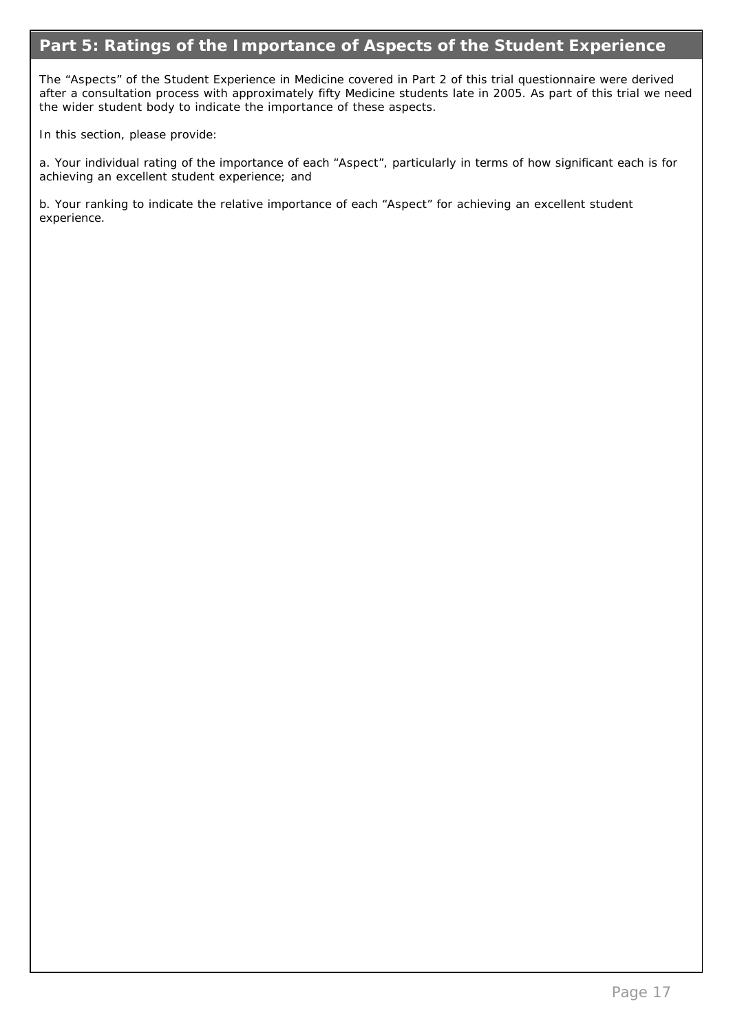## Part 5: Ratings of the Importance of Aspects of the Student Experience

The “Aspects” of the Student Experience in Medicine covered in Part 2 of this trial questionnaire were derived after a consultation process with approximately fifty Medicine students late in 2005. As part of this trial we need the wider student body to indicate the importance of these aspects.

In this section, please provide:

a. Your individual rating of the importance of each “Aspect”, particularly in terms of how significant each is for achieving an excellent student experience; and

b. Your ranking to indicate the relative importance of each “Aspect” for achieving an excellent student experience.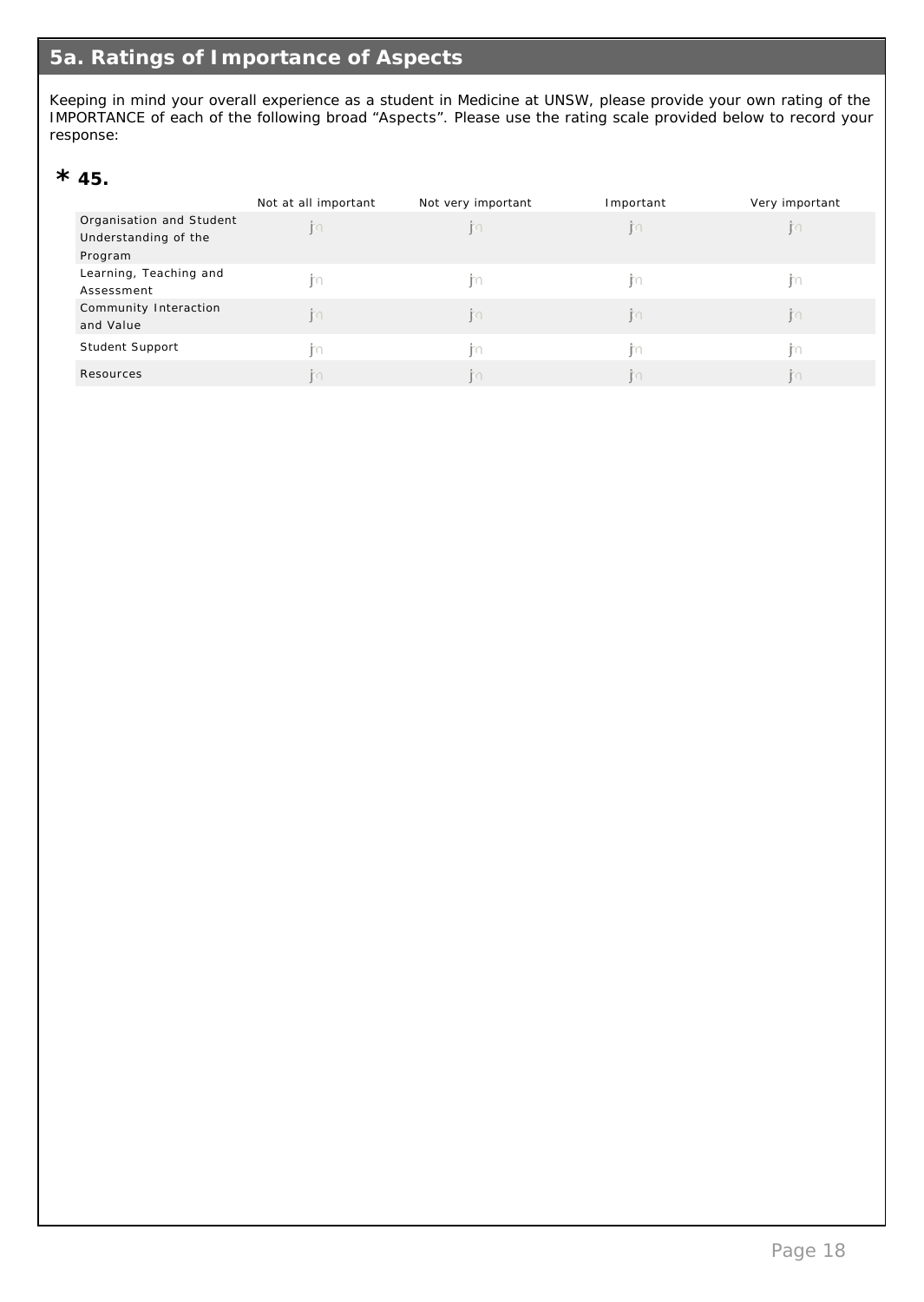## 5a. Ratings of Importance of Aspects

Keeping in mind your overall experience as a student in Medicine at UNSW, please provide your own rating of the IMPORTANCE of each of the following broad “Aspects”. Please use the rating scale provided below to record your response:

**\* 45.**

| | Not at all important | Not very important | Important | Very important |
|---|---|---|---|---|
| Organisation and Student Understanding of the Program | | | | |
| Learning, Teaching and Assessment | | | | |
| Community Interaction and Value | | | | |
| Student Support | | | | |
| Resources | | | | |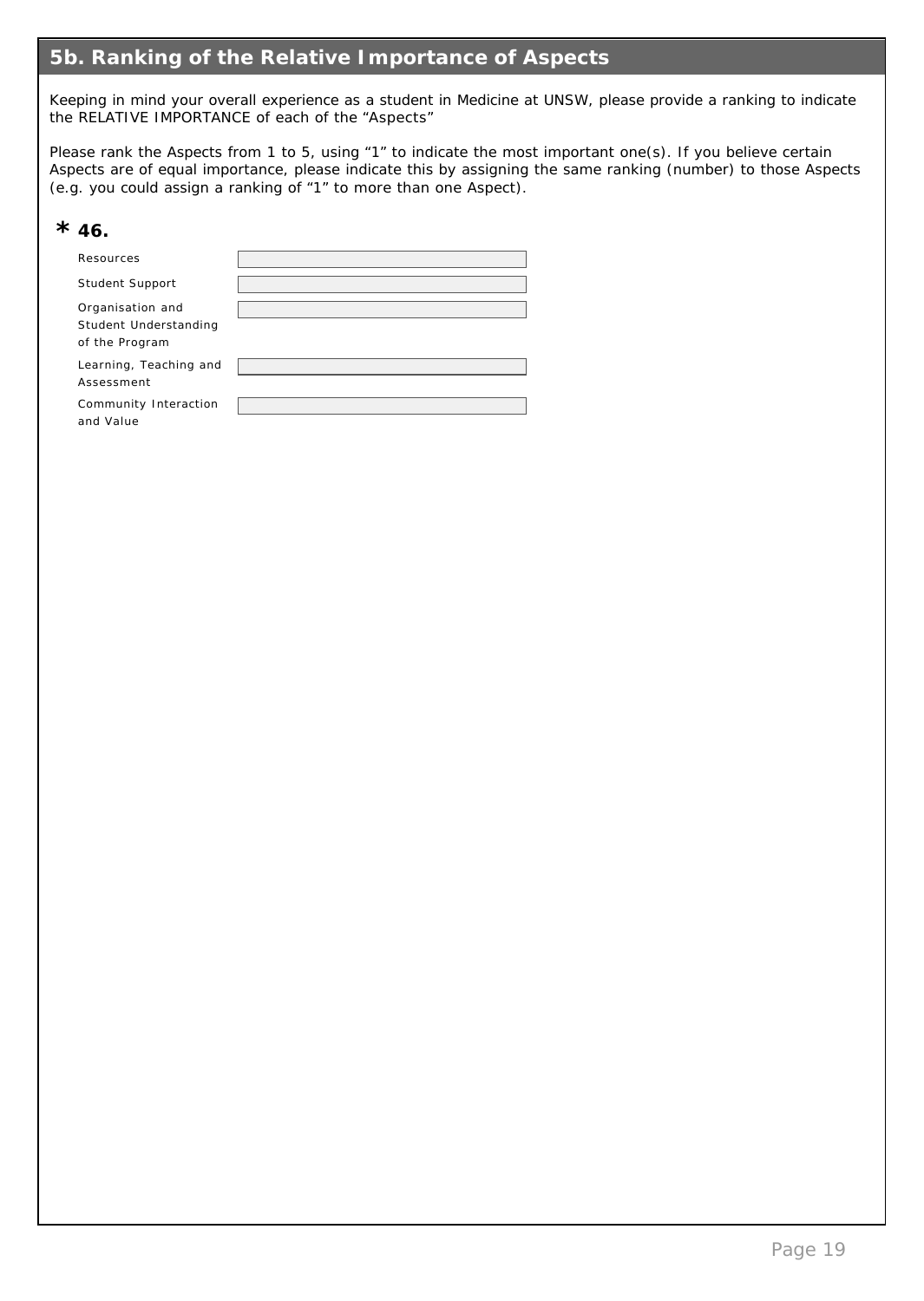## 5b. Ranking of the Relative Importance of Aspects

Keeping in mind your overall experience as a student in Medicine at UNSW, please provide a ranking to indicate the RELATIVE IMPORTANCE of each of the “Aspects”

Please rank the Aspects from 1 to 5, using “1” to indicate the most important one(s). If you believe certain Aspects are of equal importance, please indicate this by assigning the same ranking (number) to those Aspects (e.g. you could assign a ranking of “1” to more than one Aspect).

**\* 46.**

| Aspect | Ranking |
| --- | --- |
| Resources | |
| Student Support | |
| Organisation and Student Understanding of the Program | |
| Learning, Teaching and Assessment | |
| Community Interaction and Value | |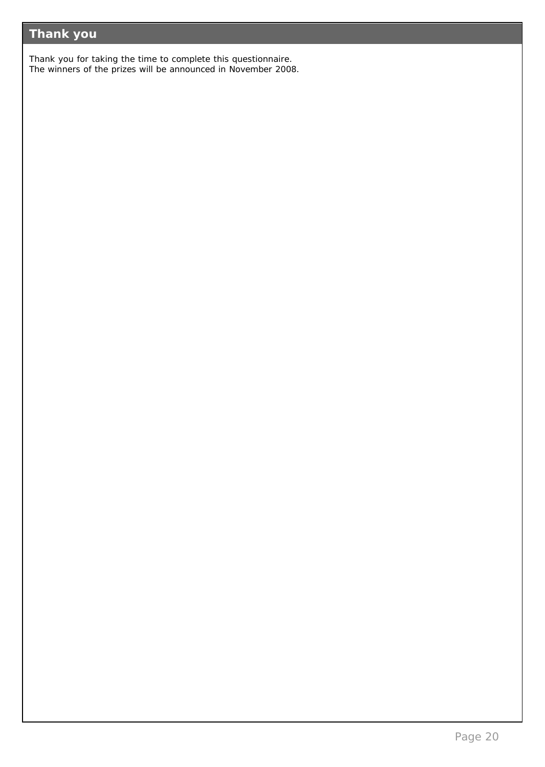## Thank you

Thank you for taking the time to complete this questionnaire.
The winners of the prizes will be announced in November 2008.